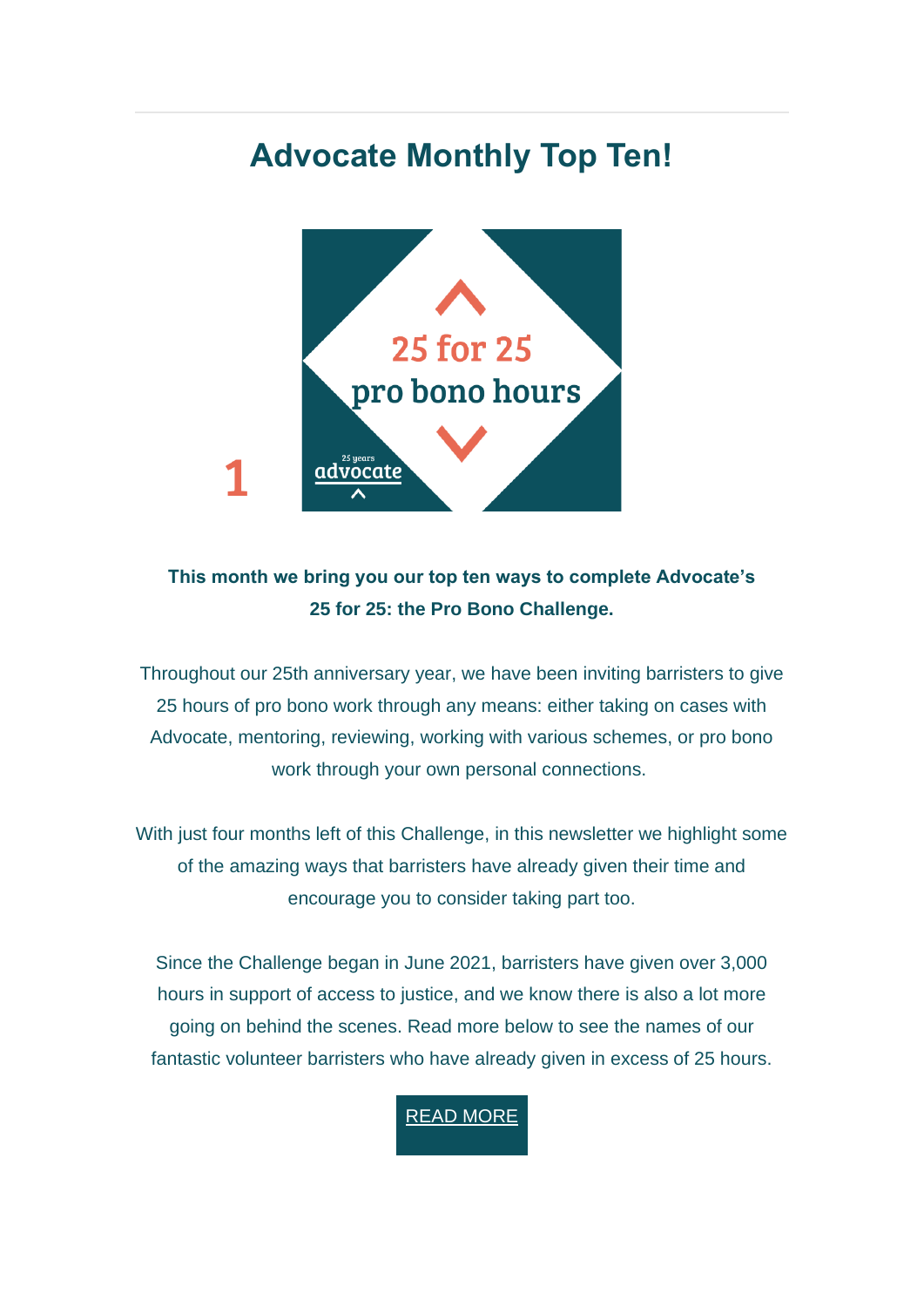# Advocate Monthly Top Ten!

1

**This month we bring you our top ten ways to complete Advocate's 25 for 25: the Pro Bono Challenge.**

Throughout our 25th anniversary year, we have been inviting barristers to give 25 hours of pro bono work through any means: either taking on cases with Advocate, mentoring, reviewing, working with various schemes, or pro bono work through your own personal connections.

With just four months left of this Challenge, in this newsletter we highlight some of the amazing ways that barristers have already given their time and encourage you to consider taking part too.

Since the Challenge began in June 2021, barristers have given over 3,000 hours in support of access to justice, and we know there is also a lot more going on behind the scenes. Read more below to see the names of our fantastic volunteer barristers who have already given in excess of 25 hours.

READ MORE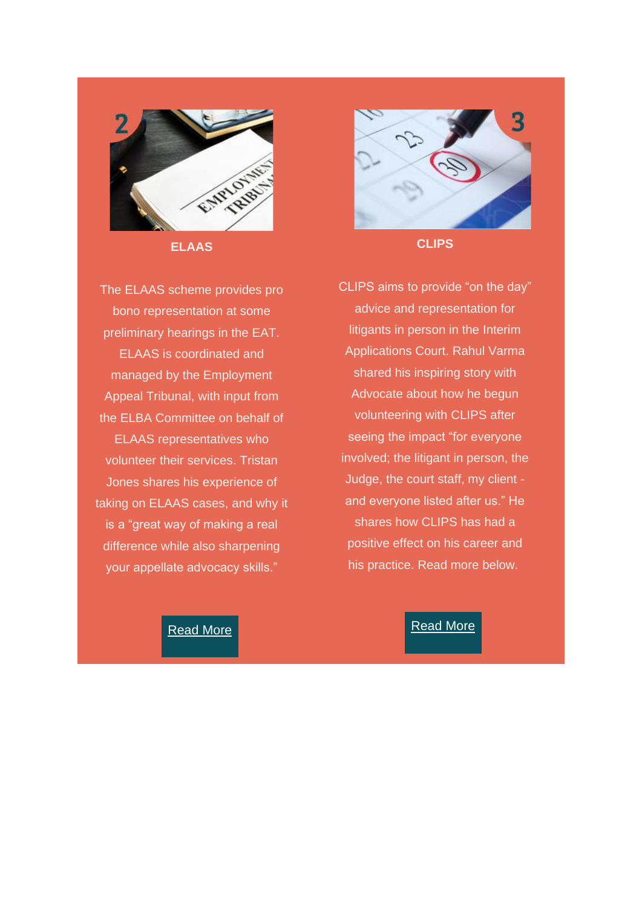## ELAAS

The ELAAS scheme provides pro bono representation at some preliminary hearings in the EAT. ELAAS is coordinated and managed by the Employment Appeal Tribunal, with input from the ELBA Committee on behalf of ELAAS representatives who volunteer their services. Tristan Jones shares his experience of taking on ELAAS cases, and why it is a “great way of making a real difference while also sharpening your appellate advocacy skills.”

Read More

## CLIPS

CLIPS aims to provide “on the day” advice and representation for litigants in person in the Interim Applications Court. Rahul Varma shared his inspiring story with Advocate about how he begun volunteering with CLIPS after seeing the impact “for everyone involved; the litigant in person, the Judge, the court staff, my client - and everyone listed after us.” He shares how CLIPS has had a positive effect on his career and his practice. Read more below.

Read More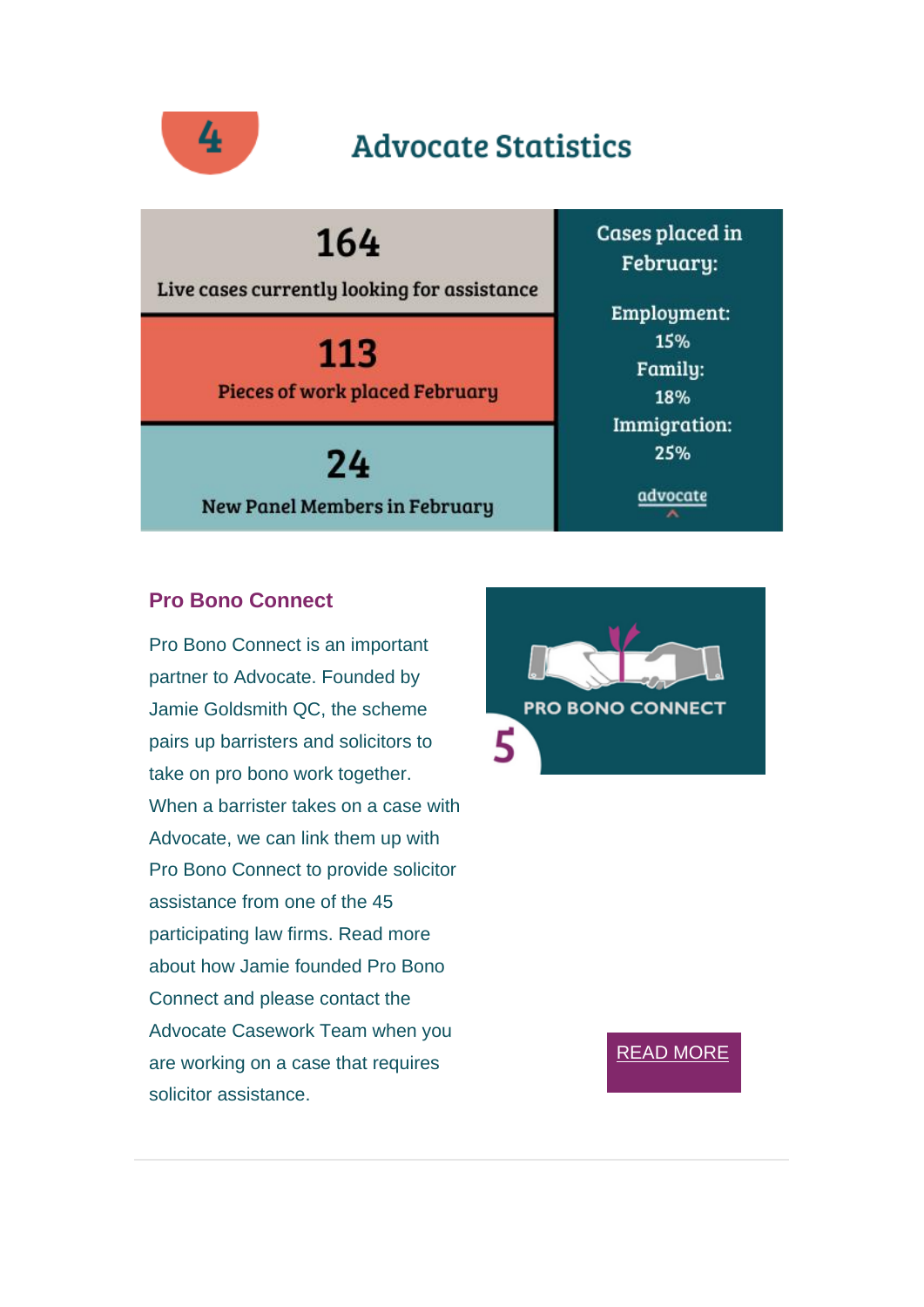4

## Advocate Statistics

**164**

Live cases currently looking for assistance

**113**

Pieces of work placed February

**24**

New Panel Members in February

Cases placed in February:

Employment: 15%

Family: 18%

Immigration: 25%

advocate

### Pro Bono Connect

Pro Bono Connect is an important partner to Advocate. Founded by Jamie Goldsmith QC, the scheme pairs up barristers and solicitors to take on pro bono work together. When a barrister takes on a case with Advocate, we can link them up with Pro Bono Connect to provide solicitor assistance from one of the 45 participating law firms. Read more about how Jamie founded Pro Bono Connect and please contact the Advocate Casework Team when you are working on a case that requires solicitor assistance.

PRO BONO CONNECT

5

READ MORE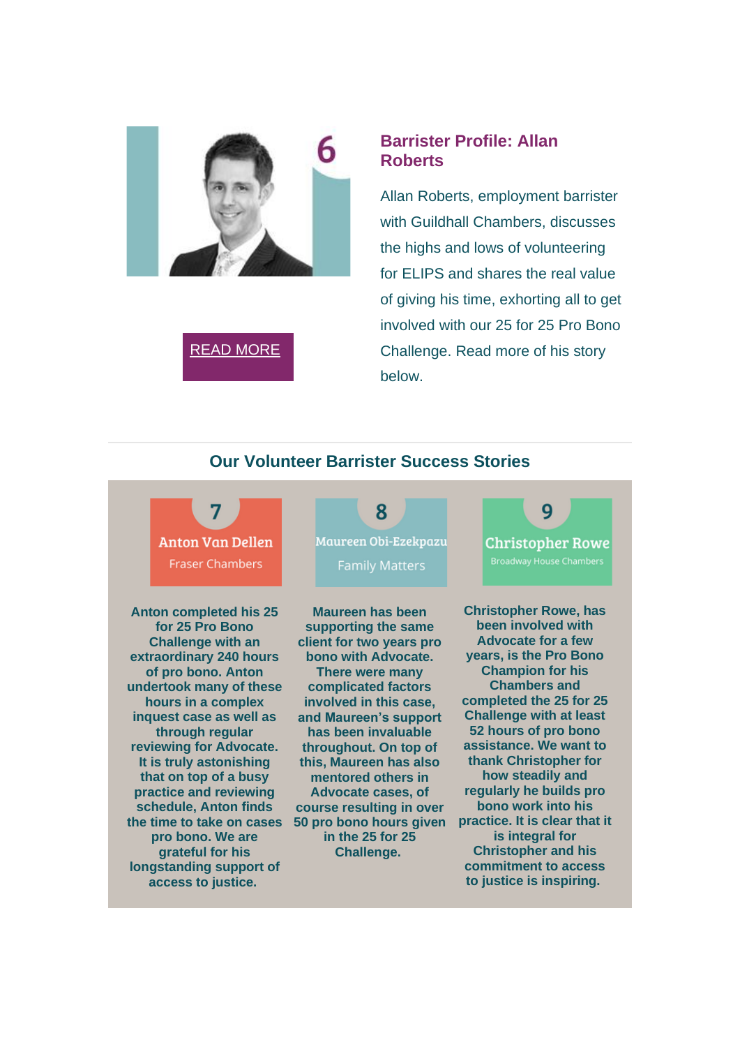6

## Barrister Profile: Allan Roberts

Allan Roberts, employment barrister with Guildhall Chambers, discusses the highs and lows of volunteering for ELIPS and shares the real value of giving his time, exhorting all to get involved with our 25 for 25 Pro Bono Challenge. Read more of his story below.

READ MORE

## Our Volunteer Barrister Success Stories

7

Anton Van Dellen

Fraser Chambers

**Anton completed his 25 for 25 Pro Bono Challenge with an extraordinary 240 hours of pro bono. Anton undertook many of these hours in a complex inquest case as well as through regular reviewing for Advocate. It is truly astonishing that on top of a busy practice and reviewing schedule, Anton finds the time to take on cases pro bono. We are grateful for his longstanding support of access to justice.**

8

Maureen Obi-Ezekpazu

Family Matters

**Maureen has been supporting the same client for two years pro bono with Advocate. There were many complicated factors involved in this case, and Maureen's support has been invaluable throughout. On top of this, Maureen has also mentored others in Advocate cases, of course resulting in over 50 pro bono hours given in the 25 for 25 Challenge.**

9

Christopher Rowe

Broadway House Chambers

**Christopher Rowe, has been involved with Advocate for a few years, is the Pro Bono Champion for his Chambers and completed the 25 for 25 Challenge with at least 52 hours of pro bono assistance. We want to thank Christopher for how steadily and regularly he builds pro bono work into his practice. It is clear that it is integral for Christopher and his commitment to access to justice is inspiring.**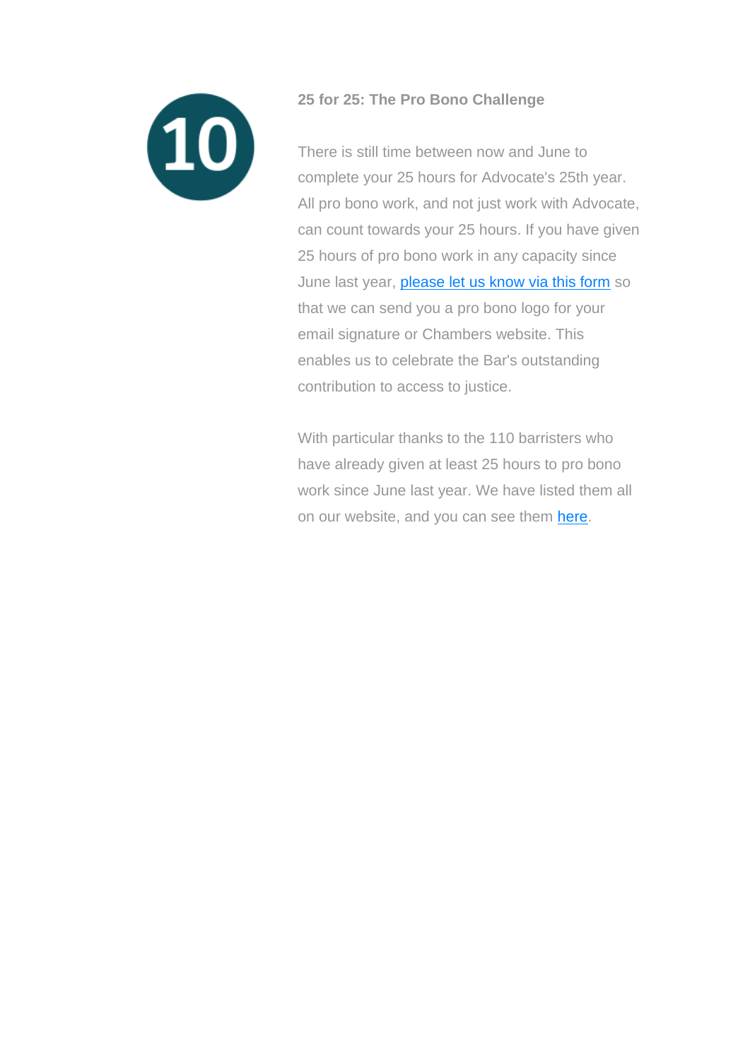10

**25 for 25: The Pro Bono Challenge**

There is still time between now and June to complete your 25 hours for Advocate's 25th year. All pro bono work, and not just work with Advocate, can count towards your 25 hours. If you have given 25 hours of pro bono work in any capacity since June last year, please let us know via this form so that we can send you a pro bono logo for your email signature or Chambers website. This enables us to celebrate the Bar's outstanding contribution to access to justice.

With particular thanks to the 110 barristers who have already given at least 25 hours to pro bono work since June last year. We have listed them all on our website, and you can see them here.